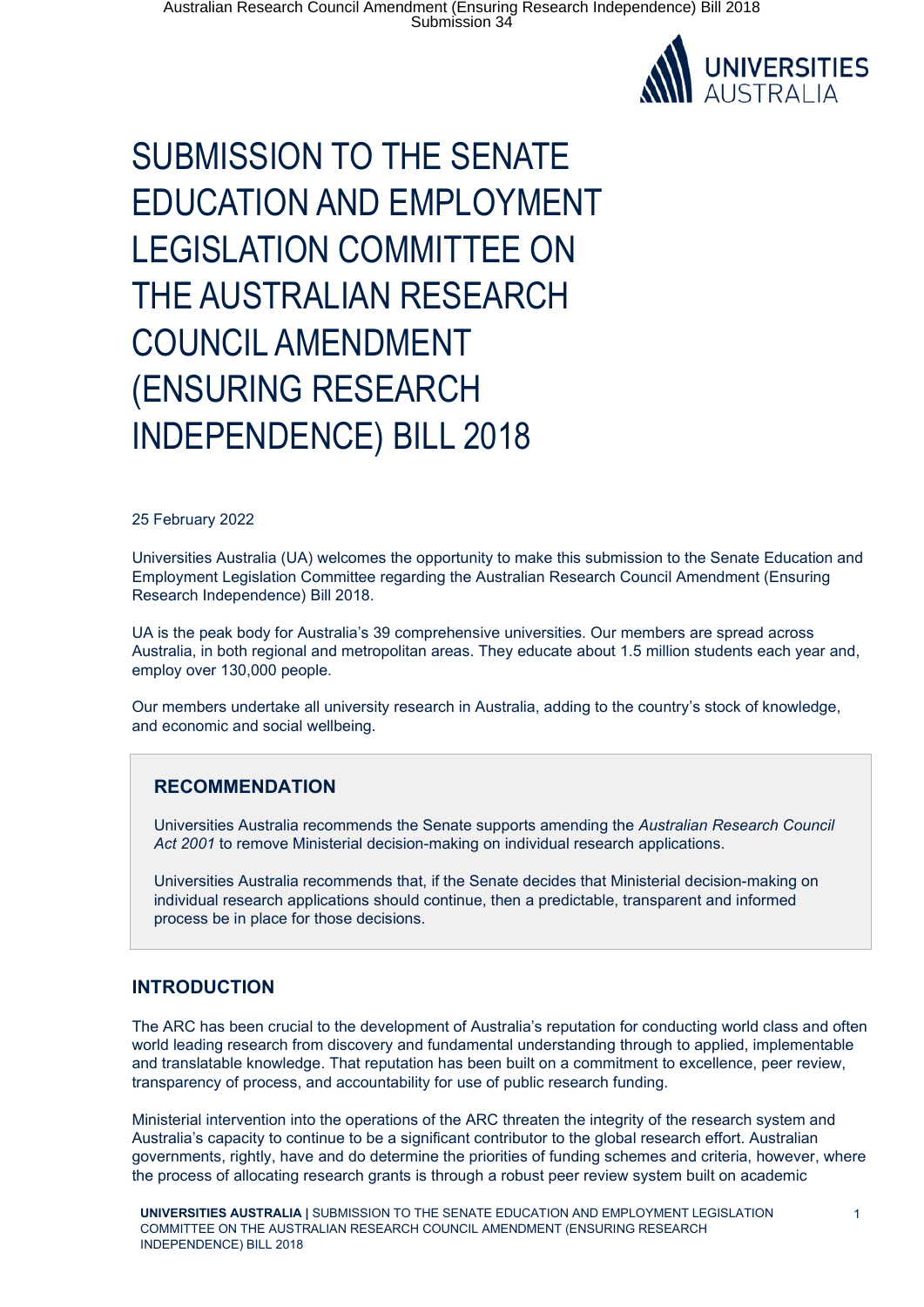# SUBMISSION TO THE SENATE EDUCATION AND EMPLOYMENT LEGISLATION COMMITTEE ON THE AUSTRALIAN RESEARCH COUNCIL AMENDMENT (ENSURING RESEARCH INDEPENDENCE) BILL 2018

25 February 2022

Universities Australia (UA) welcomes the opportunity to make this submission to the Senate Education and Employment Legislation Committee regarding the Australian Research Council Amendment (Ensuring Research Independence) Bill 2018.

UA is the peak body for Australia's 39 comprehensive universities. Our members are spread across Australia, in both regional and metropolitan areas. They educate about 1.5 million students each year and, employ over 130,000 people.

Our members undertake all university research in Australia, adding to the country's stock of knowledge, and economic and social wellbeing.

## RECOMMENDATION

Universities Australia recommends the Senate supports amending the *Australian Research Council Act 2001* to remove Ministerial decision-making on individual research applications.

Universities Australia recommends that, if the Senate decides that Ministerial decision-making on individual research applications should continue, then a predictable, transparent and informed process be in place for those decisions.

## INTRODUCTION

The ARC has been crucial to the development of Australia's reputation for conducting world class and often world leading research from discovery and fundamental understanding through to applied, implementable and translatable knowledge. That reputation has been built on a commitment to excellence, peer review, transparency of process, and accountability for use of public research funding.

Ministerial intervention into the operations of the ARC threaten the integrity of the research system and Australia's capacity to continue to be a significant contributor to the global research effort. Australian governments, rightly, have and do determine the priorities of funding schemes and criteria, however, where the process of allocating research grants is through a robust peer review system built on academic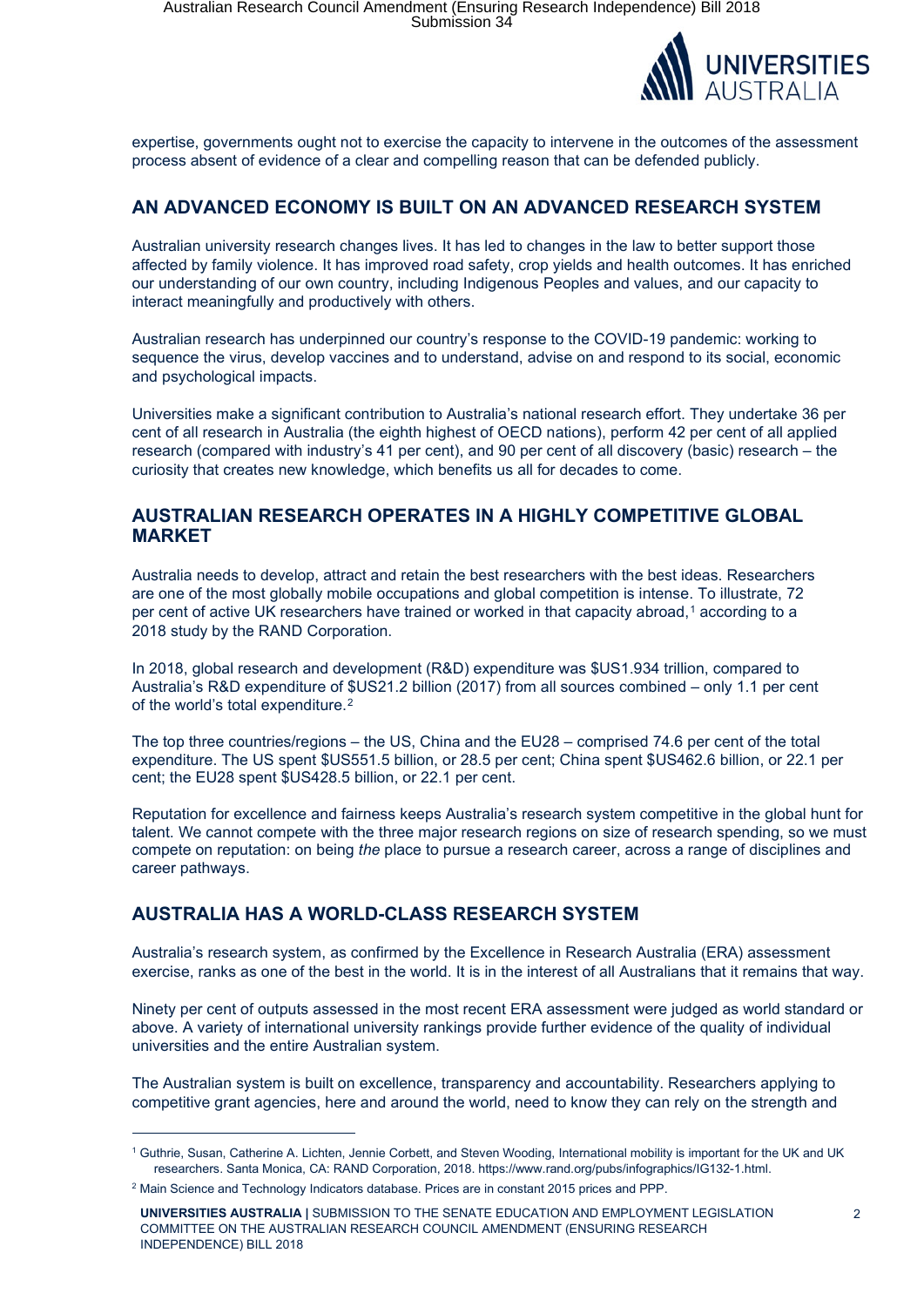expertise, governments ought not to exercise the capacity to intervene in the outcomes of the assessment process absent of evidence of a clear and compelling reason that can be defended publicly.

## AN ADVANCED ECONOMY IS BUILT ON AN ADVANCED RESEARCH SYSTEM

Australian university research changes lives. It has led to changes in the law to better support those affected by family violence. It has improved road safety, crop yields and health outcomes. It has enriched our understanding of our own country, including Indigenous Peoples and values, and our capacity to interact meaningfully and productively with others.

Australian research has underpinned our country's response to the COVID-19 pandemic: working to sequence the virus, develop vaccines and to understand, advise on and respond to its social, economic and psychological impacts.

Universities make a significant contribution to Australia's national research effort. They undertake 36 per cent of all research in Australia (the eighth highest of OECD nations), perform 42 per cent of all applied research (compared with industry's 41 per cent), and 90 per cent of all discovery (basic) research – the curiosity that creates new knowledge, which benefits us all for decades to come.

## AUSTRALIAN RESEARCH OPERATES IN A HIGHLY COMPETITIVE GLOBAL MARKET

Australia needs to develop, attract and retain the best researchers with the best ideas. Researchers are one of the most globally mobile occupations and global competition is intense. To illustrate, 72 per cent of active UK researchers have trained or worked in that capacity abroad,[1] according to a 2018 study by the RAND Corporation.

In 2018, global research and development (R&D) expenditure was $US1.934 trillion, compared to Australia's R&D expenditure of $US21.2 billion (2017) from all sources combined – only 1.1 per cent of the world's total expenditure.[2]

The top three countries/regions – the US, China and the EU28 – comprised 74.6 per cent of the total expenditure. The US spent $US551.5 billion, or 28.5 per cent; China spent $US462.6 billion, or 22.1 per cent; the EU28 spent $US428.5 billion, or 22.1 per cent.

Reputation for excellence and fairness keeps Australia's research system competitive in the global hunt for talent. We cannot compete with the three major research regions on size of research spending, so we must compete on reputation: on being *the* place to pursue a research career, across a range of disciplines and career pathways.

## AUSTRALIA HAS A WORLD-CLASS RESEARCH SYSTEM

Australia's research system, as confirmed by the Excellence in Research Australia (ERA) assessment exercise, ranks as one of the best in the world. It is in the interest of all Australians that it remains that way.

Ninety per cent of outputs assessed in the most recent ERA assessment were judged as world standard or above. A variety of international university rankings provide further evidence of the quality of individual universities and the entire Australian system.

The Australian system is built on excellence, transparency and accountability. Researchers applying to competitive grant agencies, here and around the world, need to know they can rely on the strength and

---

[1] Guthrie, Susan, Catherine A. Lichten, Jennie Corbett, and Steven Wooding, International mobility is important for the UK and UK researchers. Santa Monica, CA: RAND Corporation, 2018. https://www.rand.org/pubs/infographics/IG132-1.html.

[2] Main Science and Technology Indicators database. Prices are in constant 2015 prices and PPP.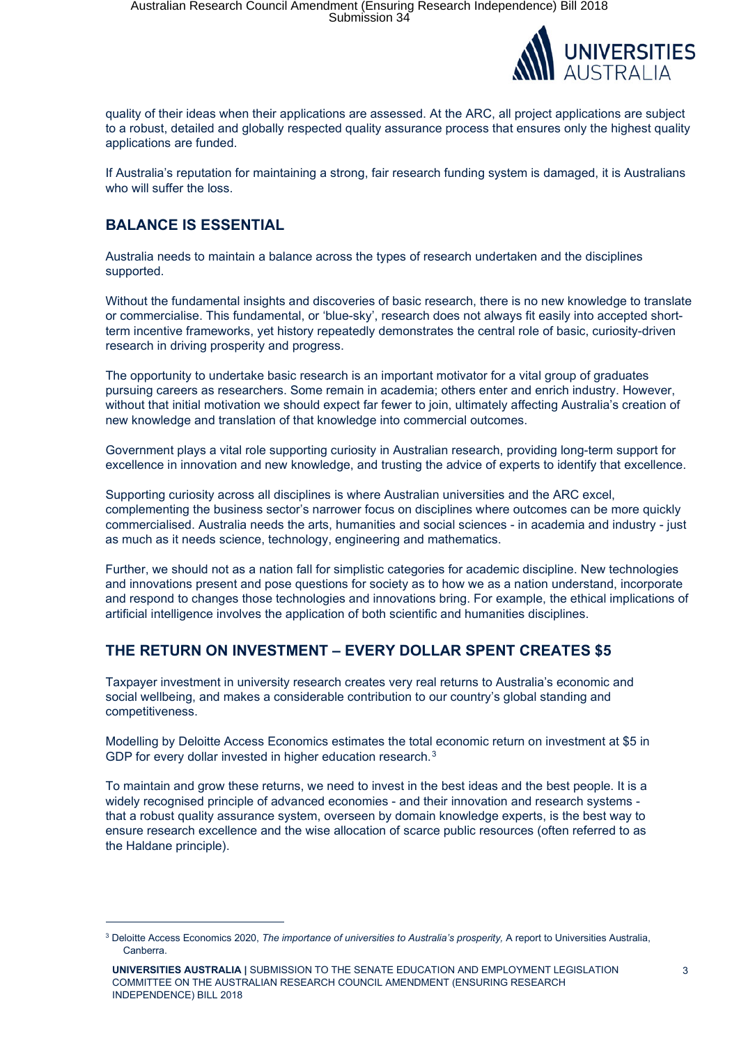quality of their ideas when their applications are assessed. At the ARC, all project applications are subject to a robust, detailed and globally respected quality assurance process that ensures only the highest quality applications are funded.

If Australia's reputation for maintaining a strong, fair research funding system is damaged, it is Australians who will suffer the loss.

## BALANCE IS ESSENTIAL

Australia needs to maintain a balance across the types of research undertaken and the disciplines supported.

Without the fundamental insights and discoveries of basic research, there is no new knowledge to translate or commercialise. This fundamental, or 'blue-sky', research does not always fit easily into accepted short-term incentive frameworks, yet history repeatedly demonstrates the central role of basic, curiosity-driven research in driving prosperity and progress.

The opportunity to undertake basic research is an important motivator for a vital group of graduates pursuing careers as researchers. Some remain in academia; others enter and enrich industry. However, without that initial motivation we should expect far fewer to join, ultimately affecting Australia's creation of new knowledge and translation of that knowledge into commercial outcomes.

Government plays a vital role supporting curiosity in Australian research, providing long-term support for excellence in innovation and new knowledge, and trusting the advice of experts to identify that excellence.

Supporting curiosity across all disciplines is where Australian universities and the ARC excel, complementing the business sector's narrower focus on disciplines where outcomes can be more quickly commercialised. Australia needs the arts, humanities and social sciences - in academia and industry - just as much as it needs science, technology, engineering and mathematics.

Further, we should not as a nation fall for simplistic categories for academic discipline. New technologies and innovations present and pose questions for society as to how we as a nation understand, incorporate and respond to changes those technologies and innovations bring. For example, the ethical implications of artificial intelligence involves the application of both scientific and humanities disciplines.

## THE RETURN ON INVESTMENT – EVERY DOLLAR SPENT CREATES $5

Taxpayer investment in university research creates very real returns to Australia's economic and social wellbeing, and makes a considerable contribution to our country's global standing and competitiveness.

Modelling by Deloitte Access Economics estimates the total economic return on investment at $5 in GDP for every dollar invested in higher education research.[3]

To maintain and grow these returns, we need to invest in the best ideas and the best people. It is a widely recognised principle of advanced economies - and their innovation and research systems - that a robust quality assurance system, overseen by domain knowledge experts, is the best way to ensure research excellence and the wise allocation of scarce public resources (often referred to as the Haldane principle).

---

[3] Deloitte Access Economics 2020, *The importance of universities to Australia's prosperity,* A report to Universities Australia, Canberra.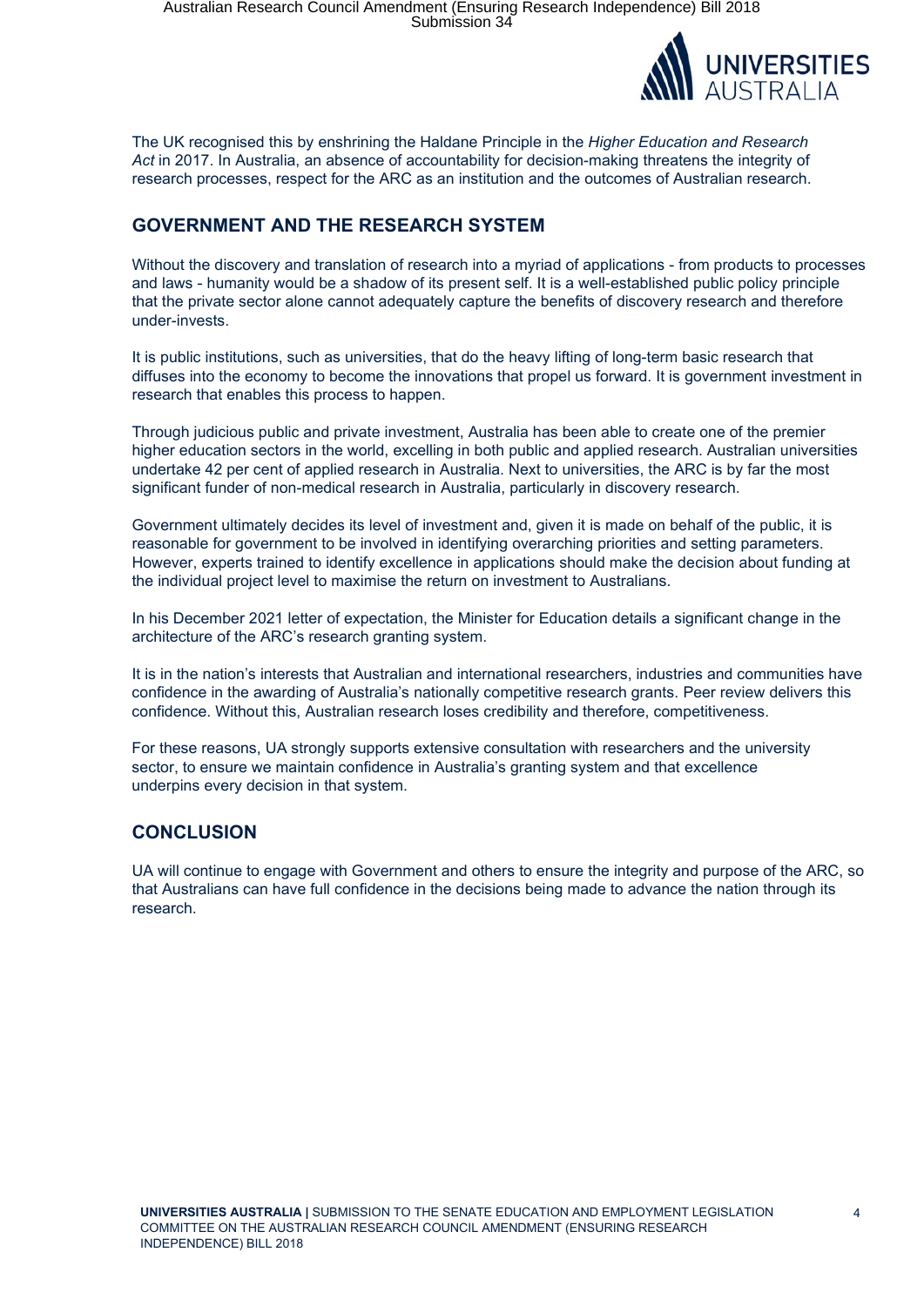The UK recognised this by enshrining the Haldane Principle in the *Higher Education and Research Act* in 2017. In Australia, an absence of accountability for decision-making threatens the integrity of research processes, respect for the ARC as an institution and the outcomes of Australian research.

## GOVERNMENT AND THE RESEARCH SYSTEM

Without the discovery and translation of research into a myriad of applications - from products to processes and laws - humanity would be a shadow of its present self. It is a well-established public policy principle that the private sector alone cannot adequately capture the benefits of discovery research and therefore under-invests.

It is public institutions, such as universities, that do the heavy lifting of long-term basic research that diffuses into the economy to become the innovations that propel us forward. It is government investment in research that enables this process to happen.

Through judicious public and private investment, Australia has been able to create one of the premier higher education sectors in the world, excelling in both public and applied research. Australian universities undertake 42 per cent of applied research in Australia. Next to universities, the ARC is by far the most significant funder of non-medical research in Australia, particularly in discovery research.

Government ultimately decides its level of investment and, given it is made on behalf of the public, it is reasonable for government to be involved in identifying overarching priorities and setting parameters. However, experts trained to identify excellence in applications should make the decision about funding at the individual project level to maximise the return on investment to Australians.

In his December 2021 letter of expectation, the Minister for Education details a significant change in the architecture of the ARC's research granting system.

It is in the nation's interests that Australian and international researchers, industries and communities have confidence in the awarding of Australia's nationally competitive research grants. Peer review delivers this confidence. Without this, Australian research loses credibility and therefore, competitiveness.

For these reasons, UA strongly supports extensive consultation with researchers and the university sector, to ensure we maintain confidence in Australia's granting system and that excellence underpins every decision in that system.

## CONCLUSION

UA will continue to engage with Government and others to ensure the integrity and purpose of the ARC, so that Australians can have full confidence in the decisions being made to advance the nation through its research.